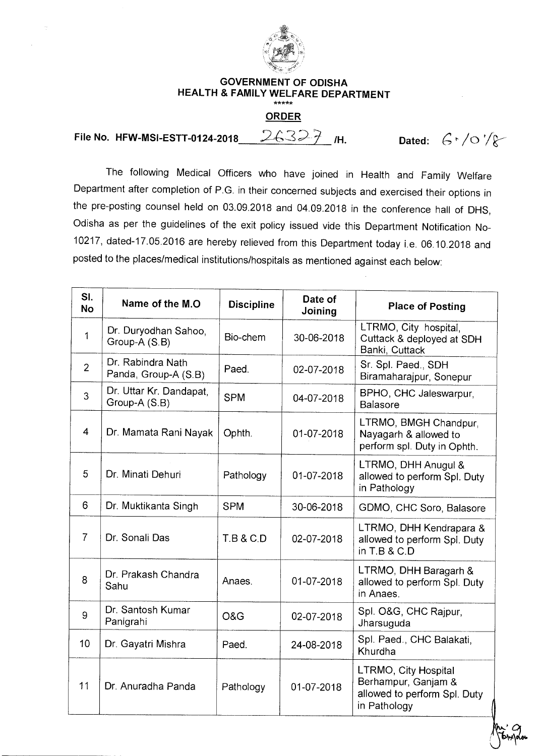# GOVERNMENT OF ODISHA
## HEALTH & FAMILY WELFARE DEPARTMENT

*****

**ORDER**

File No. HFW-MSI-ESTT-0124-2018 26327 /H. Dated: 6/10/18

The following Medical Officers who have joined in Health and Family Welfare Department after completion of P.G. in their concerned subjects and exercised their options in the pre-posting counsel held on 03.09.2018 and 04.09.2018 in the conference hall of DHS, Odisha as per the guidelines of the exit policy issued vide this Department Notification No-10217, dated-17.05.2016 are hereby relieved from this Department today i.e. 06.10.2018 and posted to the places/medical institutions/hospitals as mentioned against each below:

| Sl. No | Name of the M.O | Discipline | Date of Joining | Place of Posting |
|---|---|---|---|---|
| 1 | Dr. Duryodhan Sahoo, Group-A (S.B) | Bio-chem | 30-06-2018 | LTRMO, City hospital, Cuttack & deployed at SDH Banki, Cuttack |
| 2 | Dr. Rabindra Nath Panda, Group-A (S.B) | Paed. | 02-07-2018 | Sr. Spl. Paed., SDH Biramaharajpur, Sonepur |
| 3 | Dr. Uttar Kr. Dandapat, Group-A (S.B) | SPM | 04-07-2018 | BPHO, CHC Jaleswarpur, Balasore |
| 4 | Dr. Mamata Rani Nayak | Ophth. | 01-07-2018 | LTRMO, BMGH Chandpur, Nayagarh & allowed to perform spl. Duty in Ophth. |
| 5 | Dr. Minati Dehuri | Pathology | 01-07-2018 | LTRMO, DHH Anugul & allowed to perform Spl. Duty in Pathology |
| 6 | Dr. Muktikanta Singh | SPM | 30-06-2018 | GDMO, CHC Soro, Balasore |
| 7 | Dr. Sonali Das | T.B & C.D | 02-07-2018 | LTRMO, DHH Kendrapara & allowed to perform Spl. Duty in T.B & C.D |
| 8 | Dr. Prakash Chandra Sahu | Anaes. | 01-07-2018 | LTRMO, DHH Baragarh & allowed to perform Spl. Duty in Anaes. |
| 9 | Dr. Santosh Kumar Panigrahi | O&G | 02-07-2018 | Spl. O&G, CHC Rajpur, Jharsuguda |
| 10 | Dr. Gayatri Mishra | Paed. | 24-08-2018 | Spl. Paed., CHC Balakati, Khurdha |
| 11 | Dr. Anuradha Panda | Pathology | 01-07-2018 | LTRMO, City Hospital Berhampur, Ganjam & allowed to perform Spl. Duty in Pathology |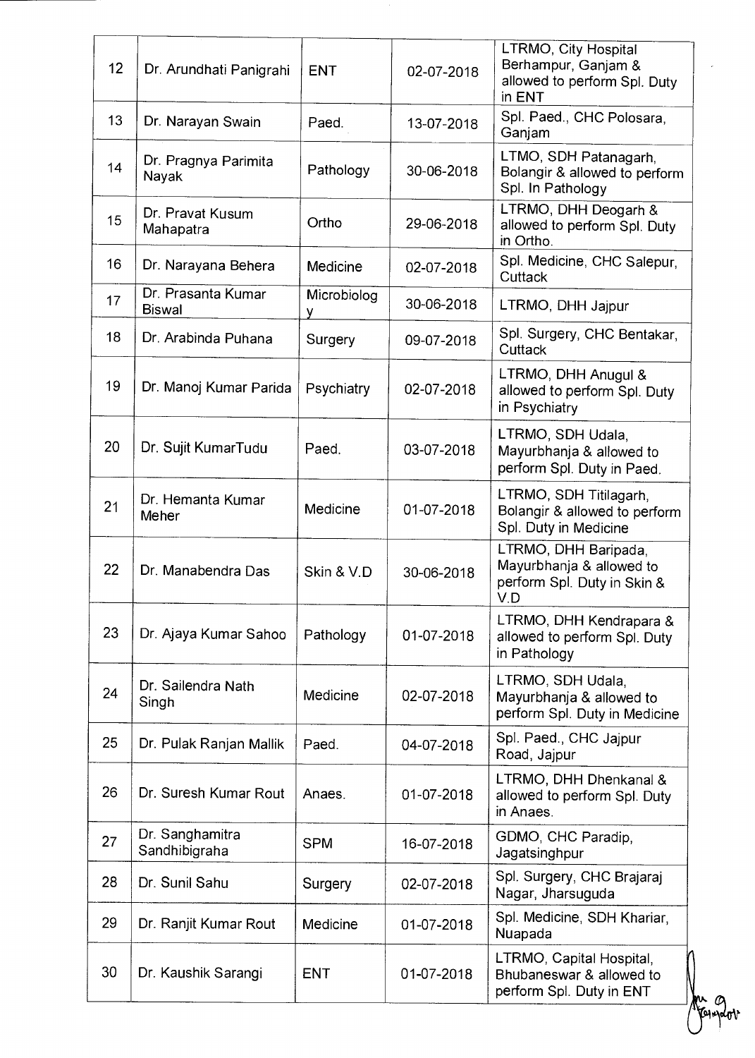| 12 | Dr. Arundhati Panigrahi | ENT | 02-07-2018 | LTRMO, City Hospital Berhampur, Ganjam & allowed to perform Spl. Duty in ENT |
|---|---|---|---|---|
| 13 | Dr. Narayan Swain | Paed. | 13-07-2018 | Spl. Paed., CHC Polosara, Ganjam |
| 14 | Dr. Pragnya Parimita Nayak | Pathology | 30-06-2018 | LTMO, SDH Patanagarh, Bolangir & allowed to perform Spl. In Pathology |
| 15 | Dr. Pravat Kusum Mahapatra | Ortho | 29-06-2018 | LTRMO, DHH Deogarh & allowed to perform Spl. Duty in Ortho. |
| 16 | Dr. Narayana Behera | Medicine | 02-07-2018 | Spl. Medicine, CHC Salepur, Cuttack |
| 17 | Dr. Prasanta Kumar Biswal | Microbiology | 30-06-2018 | LTRMO, DHH Jajpur |
| 18 | Dr. Arabinda Puhana | Surgery | 09-07-2018 | Spl. Surgery, CHC Bentakar, Cuttack |
| 19 | Dr. Manoj Kumar Parida | Psychiatry | 02-07-2018 | LTRMO, DHH Anugul & allowed to perform Spl. Duty in Psychiatry |
| 20 | Dr. Sujit KumarTudu | Paed. | 03-07-2018 | LTRMO, SDH Udala, Mayurbhanja & allowed to perform Spl. Duty in Paed. |
| 21 | Dr. Hemanta Kumar Meher | Medicine | 01-07-2018 | LTRMO, SDH Titilagarh, Bolangir & allowed to perform Spl. Duty in Medicine |
| 22 | Dr. Manabendra Das | Skin & V.D | 30-06-2018 | LTRMO, DHH Baripada, Mayurbhanja & allowed to perform Spl. Duty in Skin & V.D |
| 23 | Dr. Ajaya Kumar Sahoo | Pathology | 01-07-2018 | LTRMO, DHH Kendrapara & allowed to perform Spl. Duty in Pathology |
| 24 | Dr. Sailendra Nath Singh | Medicine | 02-07-2018 | LTRMO, SDH Udala, Mayurbhanja & allowed to perform Spl. Duty in Medicine |
| 25 | Dr. Pulak Ranjan Mallik | Paed. | 04-07-2018 | Spl. Paed., CHC Jajpur Road, Jajpur |
| 26 | Dr. Suresh Kumar Rout | Anaes. | 01-07-2018 | LTRMO, DHH Dhenkanal & allowed to perform Spl. Duty in Anaes. |
| 27 | Dr. Sanghamitra Sandhibigraha | SPM | 16-07-2018 | GDMO, CHC Paradip, Jagatsinghpur |
| 28 | Dr. Sunil Sahu | Surgery | 02-07-2018 | Spl. Surgery, CHC Brajaraj Nagar, Jharsuguda |
| 29 | Dr. Ranjit Kumar Rout | Medicine | 01-07-2018 | Spl. Medicine, SDH Khariar, Nuapada |
| 30 | Dr. Kaushik Sarangi | ENT | 01-07-2018 | LTRMO, Capital Hospital, Bhubaneswar & allowed to perform Spl. Duty in ENT |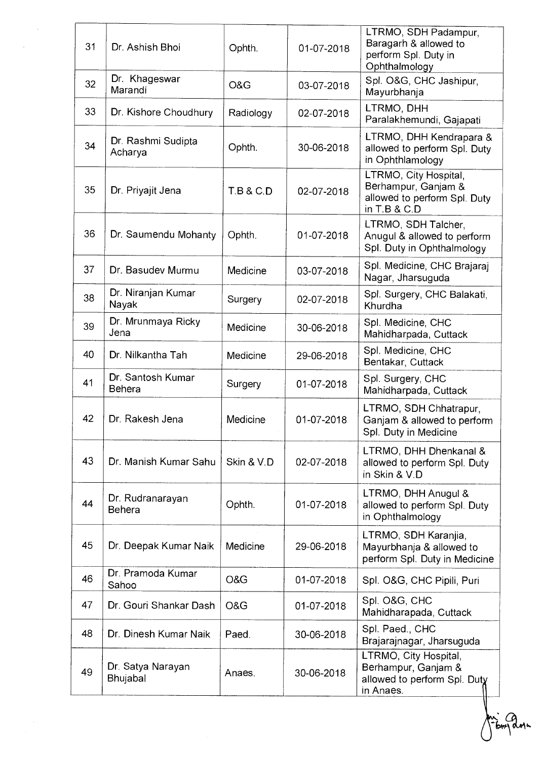| 31 | Dr. Ashish Bhoi | Ophth. | 01-07-2018 | LTRMO, SDH Padampur, Baragarh & allowed to perform Spl. Duty in Ophthalmology |
|---|---|---|---|---|
| 32 | Dr. Khageswar Marandi | O&G | 03-07-2018 | Spl. O&G, CHC Jashipur, Mayurbhanja |
| 33 | Dr. Kishore Choudhury | Radiology | 02-07-2018 | LTRMO, DHH Paralakhemundi, Gajapati |
| 34 | Dr. Rashmi Sudipta Acharya | Ophth. | 30-06-2018 | LTRMO, DHH Kendrapara & allowed to perform Spl. Duty in Ophthlamology |
| 35 | Dr. Priyajit Jena | T.B & C.D | 02-07-2018 | LTRMO, City Hospital, Berhampur, Ganjam & allowed to perform Spl. Duty in T.B & C.D |
| 36 | Dr. Saumendu Mohanty | Ophth. | 01-07-2018 | LTRMO, SDH Talcher, Anugul & allowed to perform Spl. Duty in Ophthalmology |
| 37 | Dr. Basudev Murmu | Medicine | 03-07-2018 | Spl. Medicine, CHC Brajaraj Nagar, Jharsuguda |
| 38 | Dr. Niranjan Kumar Nayak | Surgery | 02-07-2018 | Spl. Surgery, CHC Balakati, Khurdha |
| 39 | Dr. Mrunmaya Ricky Jena | Medicine | 30-06-2018 | Spl. Medicine, CHC Mahidharpada, Cuttack |
| 40 | Dr. Nilkantha Tah | Medicine | 29-06-2018 | Spl. Medicine, CHC Bentakar, Cuttack |
| 41 | Dr. Santosh Kumar Behera | Surgery | 01-07-2018 | Spl. Surgery, CHC Mahidharpada, Cuttack |
| 42 | Dr. Rakesh Jena | Medicine | 01-07-2018 | LTRMO, SDH Chhatrapur, Ganjam & allowed to perform Spl. Duty in Medicine |
| 43 | Dr. Manish Kumar Sahu | Skin & V.D | 02-07-2018 | LTRMO, DHH Dhenkanal & allowed to perform Spl. Duty in Skin & V.D |
| 44 | Dr. Rudranarayan Behera | Ophth. | 01-07-2018 | LTRMO, DHH Anugul & allowed to perform Spl. Duty in Ophthalmology |
| 45 | Dr. Deepak Kumar Naik | Medicine | 29-06-2018 | LTRMO, SDH Karanjia, Mayurbhanja & allowed to perform Spl. Duty in Medicine |
| 46 | Dr. Pramoda Kumar Sahoo | O&G | 01-07-2018 | Spl. O&G, CHC Pipili, Puri |
| 47 | Dr. Gouri Shankar Dash | O&G | 01-07-2018 | Spl. O&G, CHC Mahidharapada, Cuttack |
| 48 | Dr. Dinesh Kumar Naik | Paed. | 30-06-2018 | Spl. Paed., CHC Brajarajnagar, Jharsuguda |
| 49 | Dr. Satya Narayan Bhujabal | Anaes. | 30-06-2018 | LTRMO, City Hospital, Berhampur, Ganjam & allowed to perform Spl. Duty in Anaes. |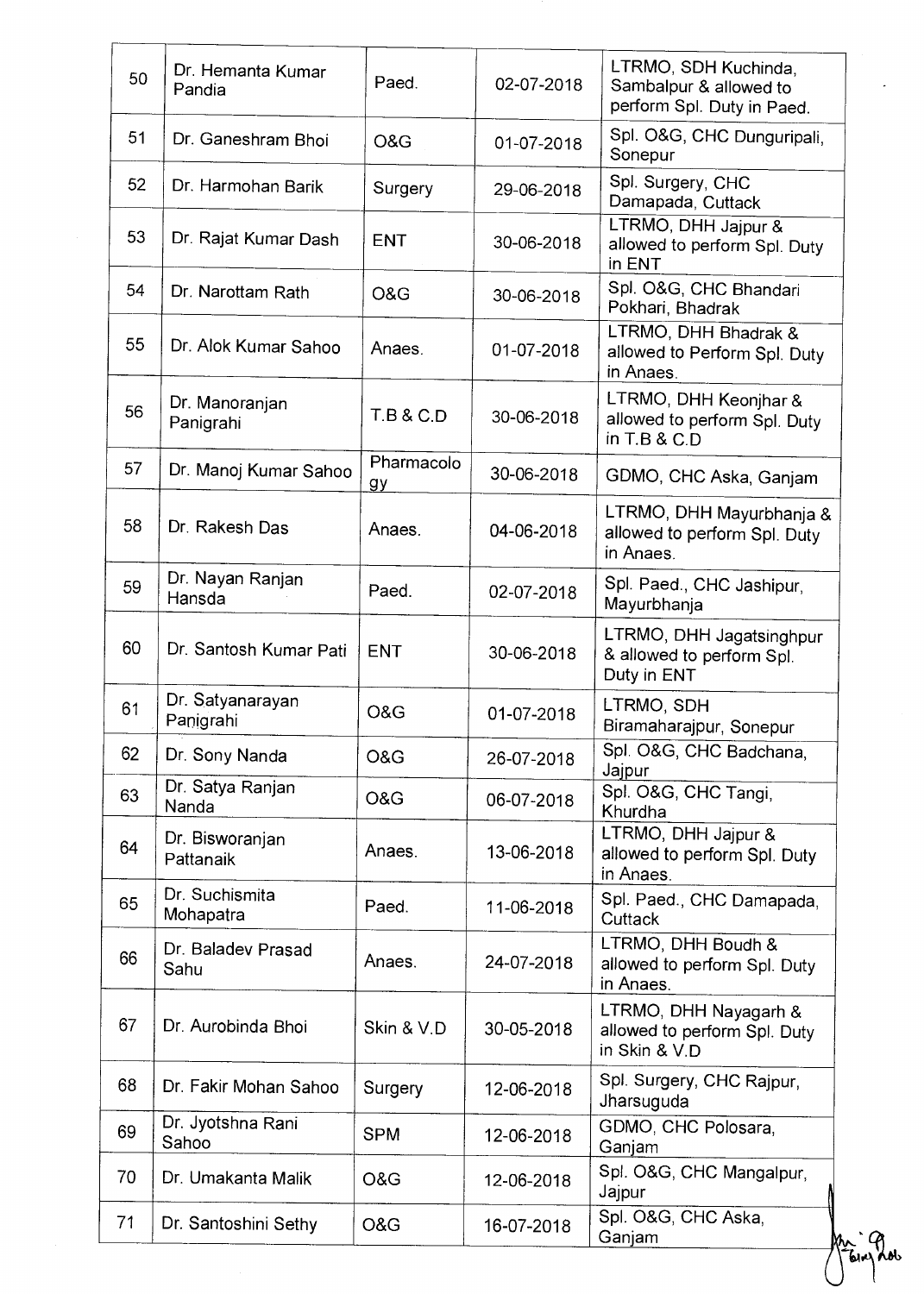| 50 | Dr. Hemanta Kumar Pandia | Paed. | 02-07-2018 | LTRMO, SDH Kuchinda, Sambalpur & allowed to perform Spl. Duty in Paed. |
|---|---|---|---|---|
| 51 | Dr. Ganeshram Bhoi | O&G | 01-07-2018 | Spl. O&G, CHC Dunguripali, Sonepur |
| 52 | Dr. Harmohan Barik | Surgery | 29-06-2018 | Spl. Surgery, CHC Damapada, Cuttack |
| 53 | Dr. Rajat Kumar Dash | ENT | 30-06-2018 | LTRMO, DHH Jajpur & allowed to perform Spl. Duty in ENT |
| 54 | Dr. Narottam Rath | O&G | 30-06-2018 | Spl. O&G, CHC Bhandari Pokhari, Bhadrak |
| 55 | Dr. Alok Kumar Sahoo | Anaes. | 01-07-2018 | LTRMO, DHH Bhadrak & allowed to Perform Spl. Duty in Anaes. |
| 56 | Dr. Manoranjan Panigrahi | T.B & C.D | 30-06-2018 | LTRMO, DHH Keonjhar & allowed to perform Spl. Duty in T.B & C.D |
| 57 | Dr. Manoj Kumar Sahoo | Pharmacology | 30-06-2018 | GDMO, CHC Aska, Ganjam |
| 58 | Dr. Rakesh Das | Anaes. | 04-06-2018 | LTRMO, DHH Mayurbhanja & allowed to perform Spl. Duty in Anaes. |
| 59 | Dr. Nayan Ranjan Hansda | Paed. | 02-07-2018 | Spl. Paed., CHC Jashipur, Mayurbhanja |
| 60 | Dr. Santosh Kumar Pati | ENT | 30-06-2018 | LTRMO, DHH Jagatsinghpur & allowed to perform Spl. Duty in ENT |
| 61 | Dr. Satyanarayan Panigrahi | O&G | 01-07-2018 | LTRMO, SDH Biramaharajpur, Sonepur |
| 62 | Dr. Sony Nanda | O&G | 26-07-2018 | Spl. O&G, CHC Badchana, Jajpur |
| 63 | Dr. Satya Ranjan Nanda | O&G | 06-07-2018 | Spl. O&G, CHC Tangi, Khurdha |
| 64 | Dr. Bisworanjan Pattanaik | Anaes. | 13-06-2018 | LTRMO, DHH Jajpur & allowed to perform Spl. Duty in Anaes. |
| 65 | Dr. Suchismita Mohapatra | Paed. | 11-06-2018 | Spl. Paed., CHC Damapada, Cuttack |
| 66 | Dr. Baladev Prasad Sahu | Anaes. | 24-07-2018 | LTRMO, DHH Boudh & allowed to perform Spl. Duty in Anaes. |
| 67 | Dr. Aurobinda Bhoi | Skin & V.D | 30-05-2018 | LTRMO, DHH Nayagarh & allowed to perform Spl. Duty in Skin & V.D |
| 68 | Dr. Fakir Mohan Sahoo | Surgery | 12-06-2018 | Spl. Surgery, CHC Rajpur, Jharsuguda |
| 69 | Dr. Jyotshna Rani Sahoo | SPM | 12-06-2018 | GDMO, CHC Polosara, Ganjam |
| 70 | Dr. Umakanta Malik | O&G | 12-06-2018 | Spl. O&G, CHC Mangalpur, Jajpur |
| 71 | Dr. Santoshini Sethy | O&G | 16-07-2018 | Spl. O&G, CHC Aska, Ganjam |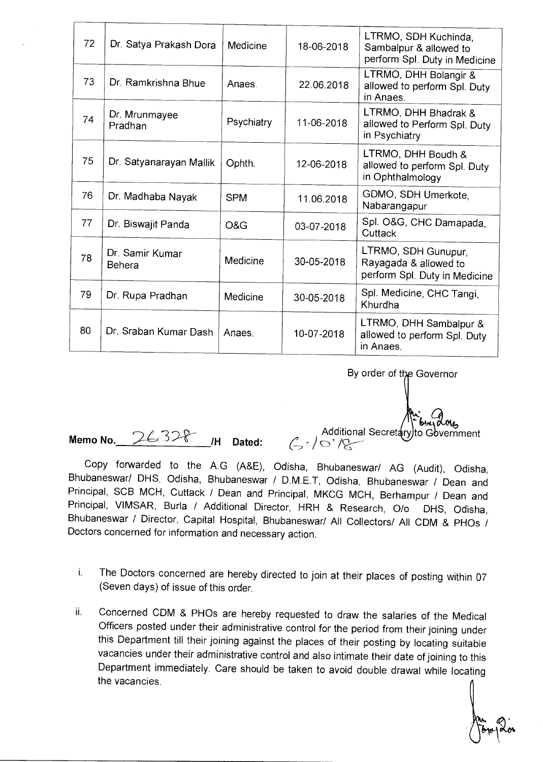| 72 | Dr. Satya Prakash Dora | Medicine | 18-06-2018 | LTRMO, SDH Kuchinda, Sambalpur & allowed to perform Spl. Duty in Medicine |
|---|---|---|---|---|
| 73 | Dr. Ramkrishna Bhue | Anaes. | 22.06.2018 | LTRMO, DHH Bolangir & allowed to perform Spl. Duty in Anaes. |
| 74 | Dr. Mrunmayee Pradhan | Psychiatry | 11-06-2018 | LTRMO, DHH Bhadrak & allowed to Perform Spl. Duty in Psychiatry |
| 75 | Dr. Satyanarayan Mallik | Ophth. | 12-06-2018 | LTRMO, DHH Boudh & allowed to perform Spl. Duty in Ophthalmology |
| 76 | Dr. Madhaba Nayak | SPM | 11.06.2018 | GDMO, SDH Umerkote, Nabarangapur |
| 77 | Dr. Biswajit Panda | O&G | 03-07-2018 | Spl. O&G, CHC Damapada, Cuttack |
| 78 | Dr. Samir Kumar Behera | Medicine | 30-05-2018 | LTRMO, SDH Gunupur, Rayagada & allowed to perform Spl. Duty in Medicine |
| 79 | Dr. Rupa Pradhan | Medicine | 30-05-2018 | Spl. Medicine, CHC Tangi, Khurdha |
| 80 | Dr. Sraban Kumar Dash | Anaes. | 10-07-2018 | LTRMO, DHH Sambalpur & allowed to perform Spl. Duty in Anaes. |

By order of the Governor

Additional Secretary to Government

**Memo No.** 26328 **/H Dated:** 6.10.18

Copy forwarded to the A.G (A&E), Odisha, Bhubaneswar/ AG (Audit), Odisha, Bhubaneswar/ DHS, Odisha, Bhubaneswar / D.M.E.T, Odisha, Bhubaneswar / Dean and Principal, SCB MCH, Cuttack / Dean and Principal, MKCG MCH, Berhampur / Dean and Principal, VIMSAR, Burla / Additional Director, HRH & Research, O/o DHS, Odisha, Bhubaneswar / Director, Capital Hospital, Bhubaneswar/ All Collectors/ All CDM & PHOs / Doctors concerned for information and necessary action.

i. The Doctors concerned are hereby directed to join at their places of posting within 07 (Seven days) of issue of this order.

ii. Concerned CDM & PHOs are hereby requested to draw the salaries of the Medical Officers posted under their administrative control for the period from their joining under this Department till their joining against the places of their posting by locating suitable vacancies under their administrative control and also intimate their date of joining to this Department immediately. Care should be taken to avoid double drawal while locating the vacancies.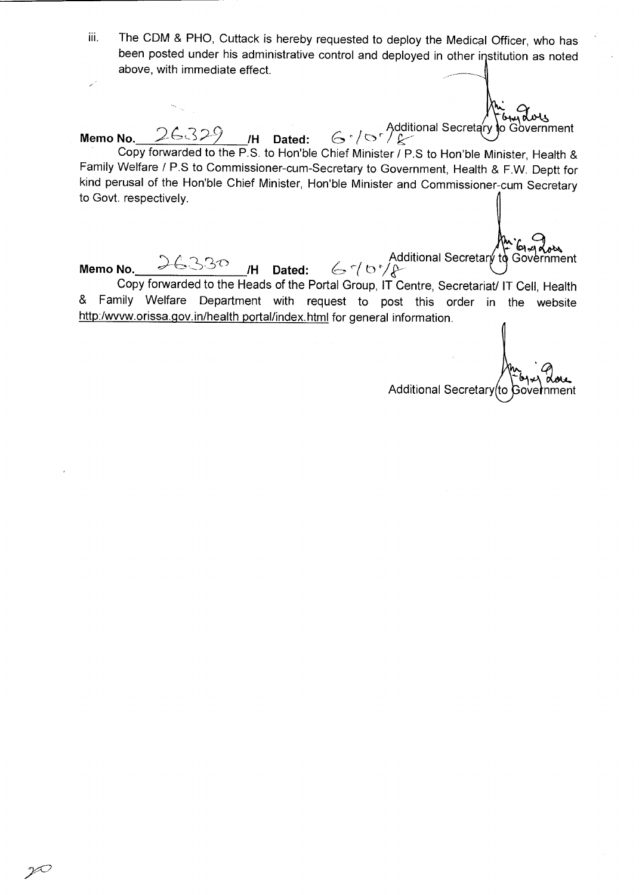iii. The CDM & PHO, Cuttack is hereby requested to deploy the Medical Officer, who has been posted under his administrative control and deployed in other institution as noted above, with immediate effect.

Additional Secretary to Government

Memo No. 26329 /H Dated: 6.10.18

Copy forwarded to the P.S. to Hon'ble Chief Minister / P.S to Hon'ble Minister, Health & Family Welfare / P.S to Commissioner-cum-Secretary to Government, Health & F.W. Deptt for kind perusal of the Hon'ble Chief Minister, Hon'ble Minister and Commissioner-cum Secretary to Govt. respectively.

Additional Secretary to Government

Memo No. 26330 /H Dated: 6.10.18

Copy forwarded to the Heads of the Portal Group, IT Centre, Secretariat/ IT Cell, Health & Family Welfare Department with request to post this order in the website http:/wvvw.orissa.gov.in/health portal/index.html for general information.

Additional Secretary to Government